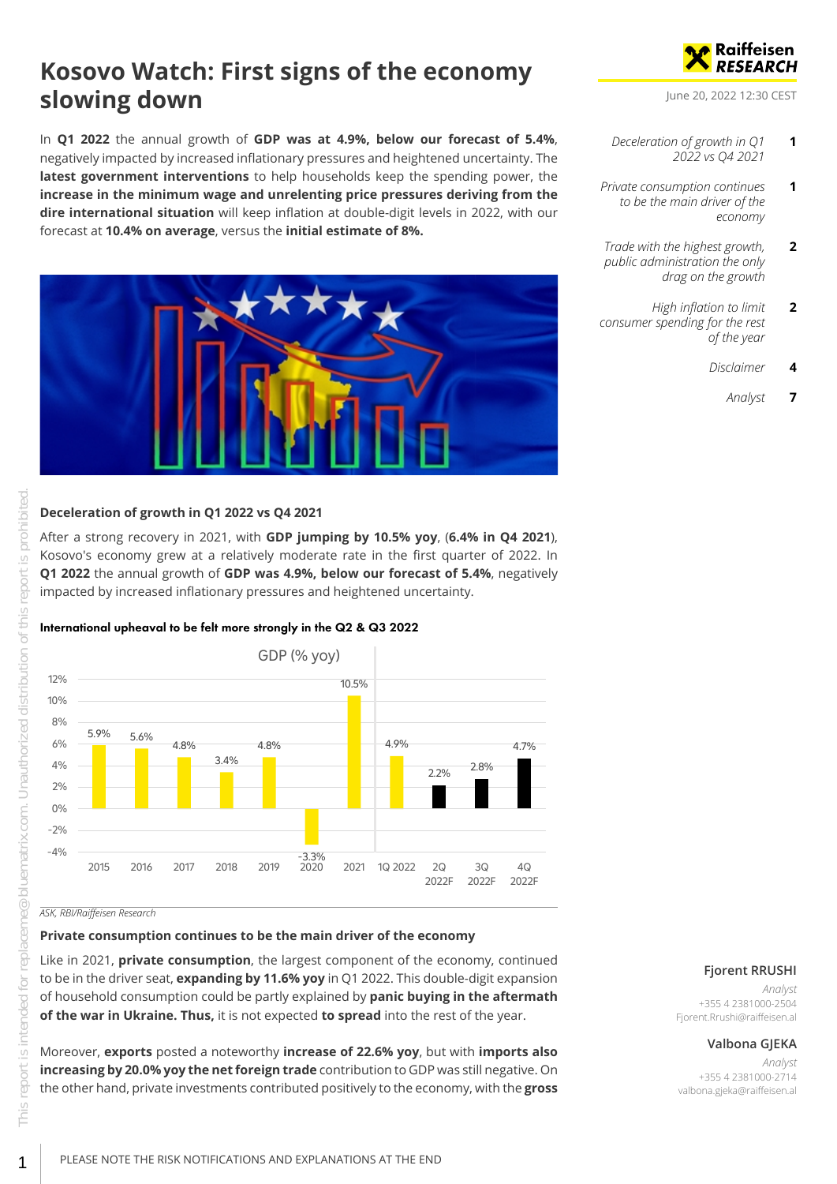// Kosovo Watch: First signs of the economy slowing down

June 20, 2022 12:30 CEST

- *Deceleration of growth in Q1 2022 vs Q4 2021* — 1
- *Private consumption continues to be the main driver of the economy* — 1
- *Trade with the highest growth, public administration the only drag on the growth* — 2
- *High inflation to limit consumer spending for the rest of the year* — 2
- *Disclaimer* — 4
- *Analyst* — 7

In **Q1 2022** the annual growth of **GDP was at 4.9%, below our forecast of 5.4%**, negatively impacted by increased inflationary pressures and heightened uncertainty. The **latest government interventions** to help households keep the spending power, the **increase in the minimum wage and unrelenting price pressures deriving from the dire international situation** will keep inflation at double-digit levels in 2022, with our forecast at **10.4% on average**, versus the **initial estimate of 8%.**

## Deceleration of growth in Q1 2022 vs Q4 2021

After a strong recovery in 2021, with **GDP jumping by 10.5% yoy**, (**6.4% in Q4 2021**), Kosovo's economy grew at a relatively moderate rate in the first quarter of 2022. In **Q1 2022** the annual growth of **GDP was 4.9%, below our forecast of 5.4%**, negatively impacted by increased inflationary pressures and heightened uncertainty.

**International upheaval to be felt more strongly in the Q2 & Q3 2022**

GDP (% yoy)

| Period | GDP (% yoy) |
|---|---|
| 2015 | 5.9% |
| 2016 | 5.6% |
| 2017 | 4.8% |
| 2018 | 3.4% |
| 2019 | 4.8% |
| 2020 | -3.3% |
| 2021 | 10.5% |
| 1Q 2022 | 4.9% |
| 2Q 2022F | 2.2% |
| 3Q 2022F | 2.8% |
| 4Q 2022F | 4.7% |

*ASK, RBI/Raiffeisen Research*

## Private consumption continues to be the main driver of the economy

Like in 2021, **private consumption**, the largest component of the economy, continued to be in the driver seat, **expanding by 11.6% yoy** in Q1 2022. This double-digit expansion of household consumption could be partly explained by **panic buying in the aftermath of the war in Ukraine. Thus,** it is not expected **to spread** into the rest of the year.

Moreover, **exports** posted a noteworthy **increase of 22.6% yoy**, but with **imports also increasing by 20.0% yoy the net foreign trade** contribution to GDP was still negative. On the other hand, private investments contributed positively to the economy, with the **gross**

**Fjorent RRUSHI**
*Analyst*
+355 4 2381000-2504
Fjorent.Rrushi@raiffeisen.al

**Valbona GJEKA**
*Analyst*
+355 4 2381000-2714
valbona.gjeka@raiffeisen.al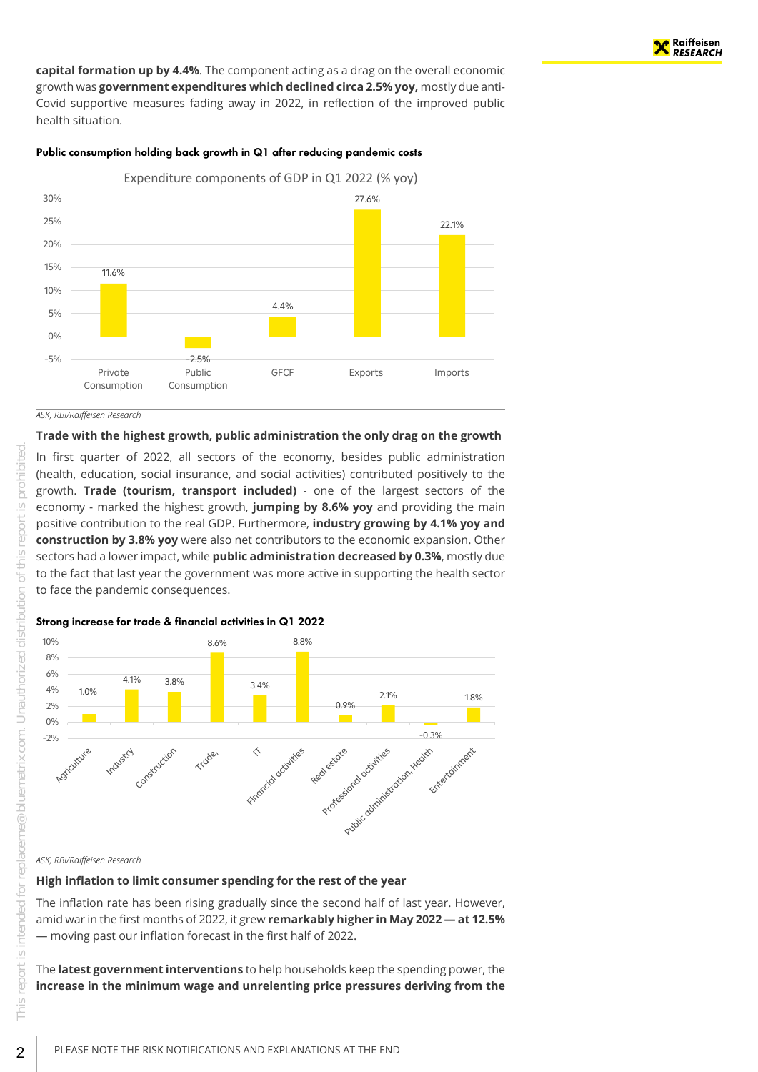**capital formation up by 4.4%**. The component acting as a drag on the overall economic growth was **government expenditures which declined circa 2.5% yoy,** mostly due anti-Covid supportive measures fading away in 2022, in reflection of the improved public health situation.

**Public consumption holding back growth in Q1 after reducing pandemic costs**

Expenditure components of GDP in Q1 2022 (% yoy)

| Component | % yoy |
|---|---|
| Private Consumption | 11.6% |
| Public Consumption | -2.5% |
| GFCF | 4.4% |
| Exports | 27.6% |
| Imports | 22.1% |

*ASK, RBI/Raiffeisen Research*

**Trade with the highest growth, public administration the only drag on the growth**

In first quarter of 2022, all sectors of the economy, besides public administration (health, education, social insurance, and social activities) contributed positively to the growth. **Trade (tourism, transport included)** - one of the largest sectors of the economy - marked the highest growth, **jumping by 8.6% yoy** and providing the main positive contribution to the real GDP. Furthermore, **industry growing by 4.1% yoy and construction by 3.8% yoy** were also net contributors to the economic expansion. Other sectors had a lower impact, while **public administration decreased by 0.3%**, mostly due to the fact that last year the government was more active in supporting the health sector to face the pandemic consequences.

**Strong increase for trade & financial activities in Q1 2022**

| Sector | % yoy |
|---|---|
| Agriculture | 1.0% |
| Industry | 4.1% |
| Construction | 3.8% |
| Trade, | 8.6% |
| IT | 3.4% |
| Financial activities | 8.8% |
| Real estate | 0.9% |
| Professional activities | 2.1% |
| Public administration, Health | -0.3% |
| Entertainment | 1.8% |

*ASK, RBI/Raiffeisen Research*

**High inflation to limit consumer spending for the rest of the year**

The inflation rate has been rising gradually since the second half of last year. However, amid war in the first months of 2022, it grew **remarkably higher in May 2022 — at 12.5%** — moving past our inflation forecast in the first half of 2022.

The **latest government interventions** to help households keep the spending power, the **increase in the minimum wage and unrelenting price pressures deriving from the**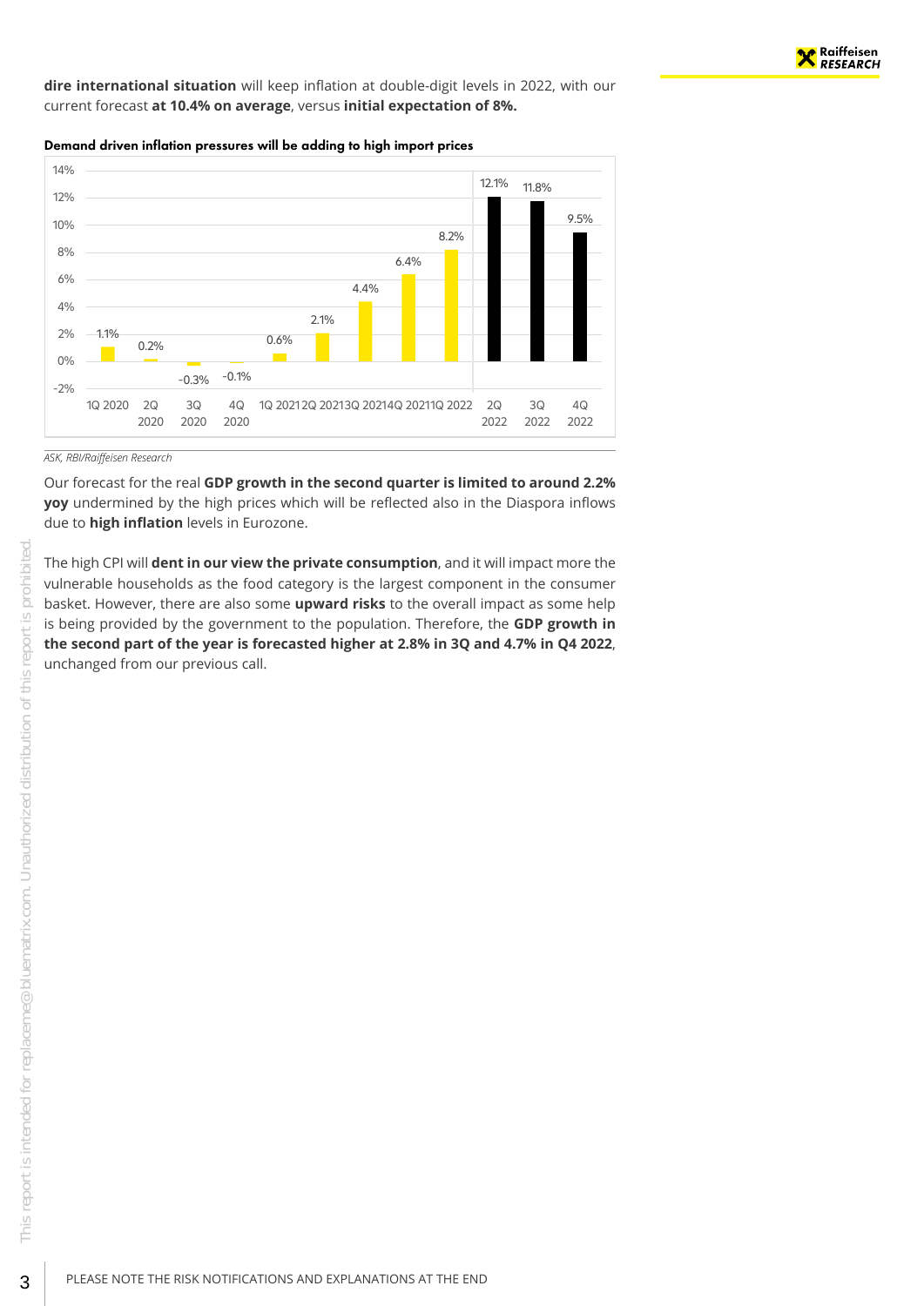**dire international situation** will keep inflation at double-digit levels in 2022, with our current forecast **at 10.4% on average**, versus **initial expectation of 8%.**

**Demand driven inflation pressures will be adding to high import prices**

| Quarter | Value |
|---|---|
| 1Q 2020 | 1.1% |
| 2Q 2020 | 0.2% |
| 3Q 2020 | -0.3% |
| 4Q 2020 | -0.1% |
| 1Q 2021 | 0.6% |
| 2Q 2021 | 2.1% |
| 3Q 2021 | 4.4% |
| 4Q 2021 | 6.4% |
| 1Q 2022 | 8.2% |
| 2Q 2022 | 12.1% |
| 3Q 2022 | 11.8% |
| 4Q 2022 | 9.5% |

*ASK, RBI/Raiffeisen Research*

Our forecast for the real **GDP growth in the second quarter is limited to around 2.2% yoy** undermined by the high prices which will be reflected also in the Diaspora inflows due to **high inflation** levels in Eurozone.

The high CPI will **dent in our view the private consumption**, and it will impact more the vulnerable households as the food category is the largest component in the consumer basket. However, there are also some **upward risks** to the overall impact as some help is being provided by the government to the population. Therefore, the **GDP growth in the second part of the year is forecasted higher at 2.8% in 3Q and 4.7% in Q4 2022**, unchanged from our previous call.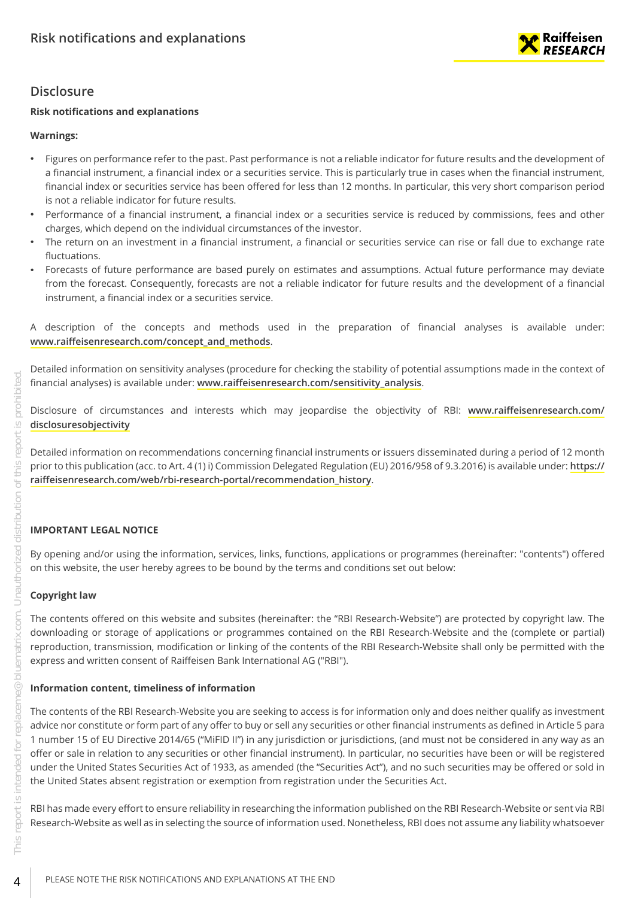## Disclosure

**Risk notifications and explanations**

**Warnings:**

- Figures on performance refer to the past. Past performance is not a reliable indicator for future results and the development of a financial instrument, a financial index or a securities service. This is particularly true in cases when the financial instrument, financial index or securities service has been offered for less than 12 months. In particular, this very short comparison period is not a reliable indicator for future results.
- Performance of a financial instrument, a financial index or a securities service is reduced by commissions, fees and other charges, which depend on the individual circumstances of the investor.
- The return on an investment in a financial instrument, a financial or securities service can rise or fall due to exchange rate fluctuations.
- Forecasts of future performance are based purely on estimates and assumptions. Actual future performance may deviate from the forecast. Consequently, forecasts are not a reliable indicator for future results and the development of a financial instrument, a financial index or a securities service.

A description of the concepts and methods used in the preparation of financial analyses is available under: **www.raiffeisenresearch.com/concept_and_methods**.

Detailed information on sensitivity analyses (procedure for checking the stability of potential assumptions made in the context of financial analyses) is available under: **www.raiffeisenresearch.com/sensitivity_analysis**.

Disclosure of circumstances and interests which may jeopardise the objectivity of RBI: **www.raiffeisenresearch.com/disclosuresobjectivity**

Detailed information on recommendations concerning financial instruments or issuers disseminated during a period of 12 month prior to this publication (acc. to Art. 4 (1) i) Commission Delegated Regulation (EU) 2016/958 of 9.3.2016) is available under: **https://raiffeisenresearch.com/web/rbi-research-portal/recommendation_history**.

**IMPORTANT LEGAL NOTICE**

By opening and/or using the information, services, links, functions, applications or programmes (hereinafter: "contents") offered on this website, the user hereby agrees to be bound by the terms and conditions set out below:

**Copyright law**

The contents offered on this website and subsites (hereinafter: the "RBI Research-Website") are protected by copyright law. The downloading or storage of applications or programmes contained on the RBI Research-Website and the (complete or partial) reproduction, transmission, modification or linking of the contents of the RBI Research-Website shall only be permitted with the express and written consent of Raiffeisen Bank International AG ("RBI").

**Information content, timeliness of information**

The contents of the RBI Research-Website you are seeking to access is for information only and does neither qualify as investment advice nor constitute or form part of any offer to buy or sell any securities or other financial instruments as defined in Article 5 para 1 number 15 of EU Directive 2014/65 ("MiFID II") in any jurisdiction or jurisdictions, (and must not be considered in any way as an offer or sale in relation to any securities or other financial instrument). In particular, no securities have been or will be registered under the United States Securities Act of 1933, as amended (the "Securities Act"), and no such securities may be offered or sold in the United States absent registration or exemption from registration under the Securities Act.

RBI has made every effort to ensure reliability in researching the information published on the RBI Research-Website or sent via RBI Research-Website as well as in selecting the source of information used. Nonetheless, RBI does not assume any liability whatsoever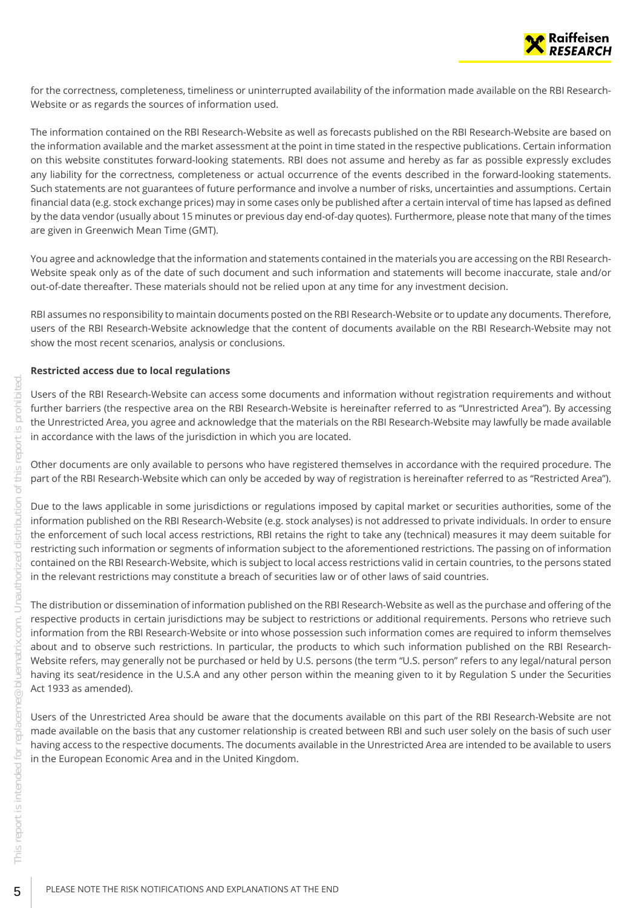for the correctness, completeness, timeliness or uninterrupted availability of the information made available on the RBI Research-Website or as regards the sources of information used.

The information contained on the RBI Research-Website as well as forecasts published on the RBI Research-Website are based on the information available and the market assessment at the point in time stated in the respective publications. Certain information on this website constitutes forward-looking statements. RBI does not assume and hereby as far as possible expressly excludes any liability for the correctness, completeness or actual occurrence of the events described in the forward-looking statements. Such statements are not guarantees of future performance and involve a number of risks, uncertainties and assumptions. Certain financial data (e.g. stock exchange prices) may in some cases only be published after a certain interval of time has lapsed as defined by the data vendor (usually about 15 minutes or previous day end-of-day quotes). Furthermore, please note that many of the times are given in Greenwich Mean Time (GMT).

You agree and acknowledge that the information and statements contained in the materials you are accessing on the RBI Research-Website speak only as of the date of such document and such information and statements will become inaccurate, stale and/or out-of-date thereafter. These materials should not be relied upon at any time for any investment decision.

RBI assumes no responsibility to maintain documents posted on the RBI Research-Website or to update any documents. Therefore, users of the RBI Research-Website acknowledge that the content of documents available on the RBI Research-Website may not show the most recent scenarios, analysis or conclusions.

**Restricted access due to local regulations**

Users of the RBI Research-Website can access some documents and information without registration requirements and without further barriers (the respective area on the RBI Research-Website is hereinafter referred to as "Unrestricted Area"). By accessing the Unrestricted Area, you agree and acknowledge that the materials on the RBI Research-Website may lawfully be made available in accordance with the laws of the jurisdiction in which you are located.

Other documents are only available to persons who have registered themselves in accordance with the required procedure. The part of the RBI Research-Website which can only be acceded by way of registration is hereinafter referred to as "Restricted Area").

Due to the laws applicable in some jurisdictions or regulations imposed by capital market or securities authorities, some of the information published on the RBI Research-Website (e.g. stock analyses) is not addressed to private individuals. In order to ensure the enforcement of such local access restrictions, RBI retains the right to take any (technical) measures it may deem suitable for restricting such information or segments of information subject to the aforementioned restrictions. The passing on of information contained on the RBI Research-Website, which is subject to local access restrictions valid in certain countries, to the persons stated in the relevant restrictions may constitute a breach of securities law or of other laws of said countries.

The distribution or dissemination of information published on the RBI Research-Website as well as the purchase and offering of the respective products in certain jurisdictions may be subject to restrictions or additional requirements. Persons who retrieve such information from the RBI Research-Website or into whose possession such information comes are required to inform themselves about and to observe such restrictions. In particular, the products to which such information published on the RBI Research-Website refers, may generally not be purchased or held by U.S. persons (the term "U.S. person" refers to any legal/natural person having its seat/residence in the U.S.A and any other person within the meaning given to it by Regulation S under the Securities Act 1933 as amended).

Users of the Unrestricted Area should be aware that the documents available on this part of the RBI Research-Website are not made available on the basis that any customer relationship is created between RBI and such user solely on the basis of such user having access to the respective documents. The documents available in the Unrestricted Area are intended to be available to users in the European Economic Area and in the United Kingdom.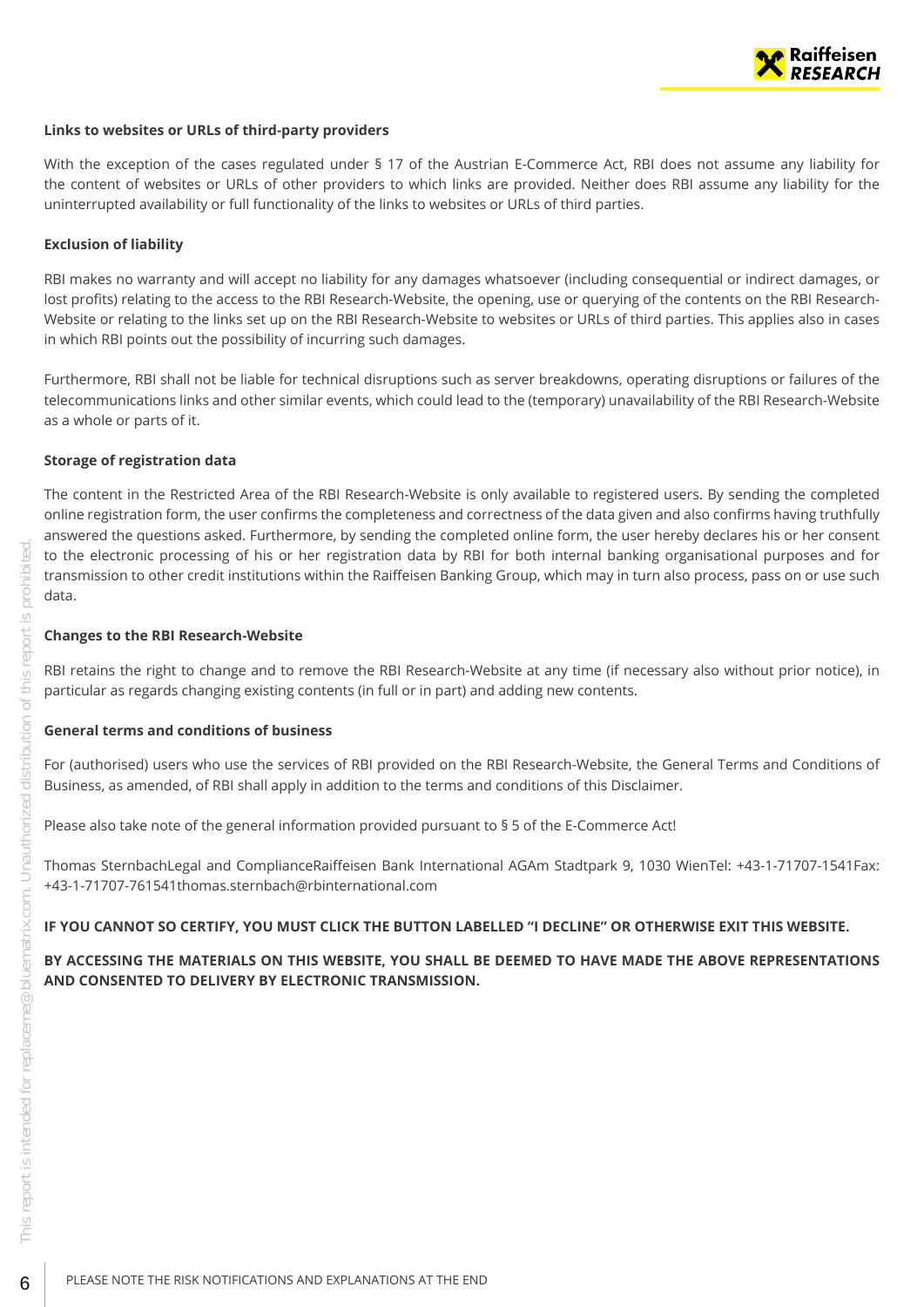**Links to websites or URLs of third-party providers**

With the exception of the cases regulated under § 17 of the Austrian E-Commerce Act, RBI does not assume any liability for the content of websites or URLs of other providers to which links are provided. Neither does RBI assume any liability for the uninterrupted availability or full functionality of the links to websites or URLs of third parties.

**Exclusion of liability**

RBI makes no warranty and will accept no liability for any damages whatsoever (including consequential or indirect damages, or lost profits) relating to the access to the RBI Research-Website, the opening, use or querying of the contents on the RBI Research-Website or relating to the links set up on the RBI Research-Website to websites or URLs of third parties. This applies also in cases in which RBI points out the possibility of incurring such damages.

Furthermore, RBI shall not be liable for technical disruptions such as server breakdowns, operating disruptions or failures of the telecommunications links and other similar events, which could lead to the (temporary) unavailability of the RBI Research-Website as a whole or parts of it.

**Storage of registration data**

The content in the Restricted Area of the RBI Research-Website is only available to registered users. By sending the completed online registration form, the user confirms the completeness and correctness of the data given and also confirms having truthfully answered the questions asked. Furthermore, by sending the completed online form, the user hereby declares his or her consent to the electronic processing of his or her registration data by RBI for both internal banking organisational purposes and for transmission to other credit institutions within the Raiffeisen Banking Group, which may in turn also process, pass on or use such data.

**Changes to the RBI Research-Website**

RBI retains the right to change and to remove the RBI Research-Website at any time (if necessary also without prior notice), in particular as regards changing existing contents (in full or in part) and adding new contents.

**General terms and conditions of business**

For (authorised) users who use the services of RBI provided on the RBI Research-Website, the General Terms and Conditions of Business, as amended, of RBI shall apply in addition to the terms and conditions of this Disclaimer.

Please also take note of the general information provided pursuant to § 5 of the E-Commerce Act!

Thomas SternbachLegal and ComplianceRaiffeisen Bank International AGAm Stadtpark 9, 1030 WienTel: +43-1-71707-1541Fax: +43-1-71707-761541thomas.sternbach@rbinternational.com

**IF YOU CANNOT SO CERTIFY, YOU MUST CLICK THE BUTTON LABELLED "I DECLINE" OR OTHERWISE EXIT THIS WEBSITE.**

**BY ACCESSING THE MATERIALS ON THIS WEBSITE, YOU SHALL BE DEEMED TO HAVE MADE THE ABOVE REPRESENTATIONS AND CONSENTED TO DELIVERY BY ELECTRONIC TRANSMISSION.**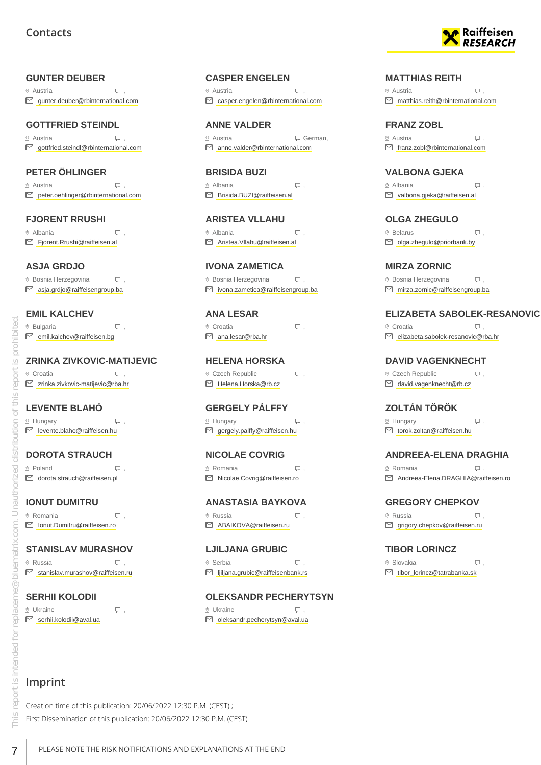## Contacts

### GUNTER DEUBER
Austria ,
gunter.deuber@rbinternational.com

### CASPER ENGELEN
Austria ,
casper.engelen@rbinternational.com

### MATTHIAS REITH
Austria ,
matthias.reith@rbinternational.com

### GOTTFRIED STEINDL
Austria ,
gottfried.steindl@rbinternational.com

### ANNE VALDER
Austria German,
anne.valder@rbinternational.com

### FRANZ ZOBL
Austria ,
franz.zobl@rbinternational.com

### PETER ÖHLINGER
Austria ,
peter.oehlinger@rbinternational.com

### BRISIDA BUZI
Albania ,
Brisida.BUZI@raiffeisen.al

### VALBONA GJEKA
Albania ,
valbona.gjeka@raiffeisen.al

### FJORENT RRUSHI
Albania ,
Fjorent.Rrushi@raiffeisen.al

### ARISTEA VLLAHU
Albania ,
Aristea.Vllahu@raiffeisen.al

### OLGA ZHEGULO
Belarus ,
olga.zhegulo@priorbank.by

### ASJA GRDJO
Bosnia Herzegovina ,
asja.grdjo@raiffeisengroup.ba

### IVONA ZAMETICA
Bosnia Herzegovina ,
ivona.zametica@raiffeisengroup.ba

### MIRZA ZORNIC
Bosnia Herzegovina ,
mirza.zornic@raiffeisengroup.ba

### EMIL KALCHEV
Bulgaria ,
emil.kalchev@raiffeisen.bg

### ANA LESAR
Croatia ,
ana.lesar@rba.hr

### ELIZABETA SABOLEK-RESANOVIC
Croatia ,
elizabeta.sabolek-resanovic@rba.hr

### ZRINKA ZIVKOVIC-MATIJEVIC
Croatia ,
zrinka.zivkovic-matijevic@rba.hr

### HELENA HORSKA
Czech Republic ,
Helena.Horska@rb.cz

### DAVID VAGENKNECHT
Czech Republic ,
david.vagenknecht@rb.cz

### LEVENTE BLAHÓ
Hungary ,
levente.blaho@raiffeisen.hu

### GERGELY PÁLFFY
Hungary ,
gergely.palffy@raiffeisen.hu

### ZOLTÁN TÖRÖK
Hungary ,
torok.zoltan@raiffeisen.hu

### DOROTA STRAUCH
Poland ,
dorota.strauch@raiffeisen.pl

### NICOLAE COVRIG
Romania ,
Nicolae.Covrig@raiffeisen.ro

### ANDREEA-ELENA DRAGHIA
Romania ,
Andreea-Elena.DRAGHIA@raiffeisen.ro

### IONUT DUMITRU
Romania ,
Ionut.Dumitru@raiffeisen.ro

### ANASTASIA BAYKOVA
Russia ,
ABAIKOVA@raiffeisen.ru

### GREGORY CHEPKOV
Russia ,
grigory.chepkov@raiffeisen.ru

### STANISLAV MURASHOV
Russia ,
stanislav.murashov@raiffeisen.ru

### LJILJANA GRUBIC
Serbia ,
ljiljana.grubic@raiffeisenbank.rs

### TIBOR LORINCZ
Slovakia ,
tibor_lorincz@tatrabanka.sk

### SERHII KOLODII
Ukraine ,
serhii.kolodii@aval.ua

### OLEKSANDR PECHERYTSYN
Ukraine ,
oleksandr.pecherytsyn@aval.ua

## Imprint

Creation time of this publication: 20/06/2022 12:30 P.M. (CEST) ;
First Dissemination of this publication: 20/06/2022 12:30 P.M. (CEST)

PLEASE NOTE THE RISK NOTIFICATIONS AND EXPLANATIONS AT THE END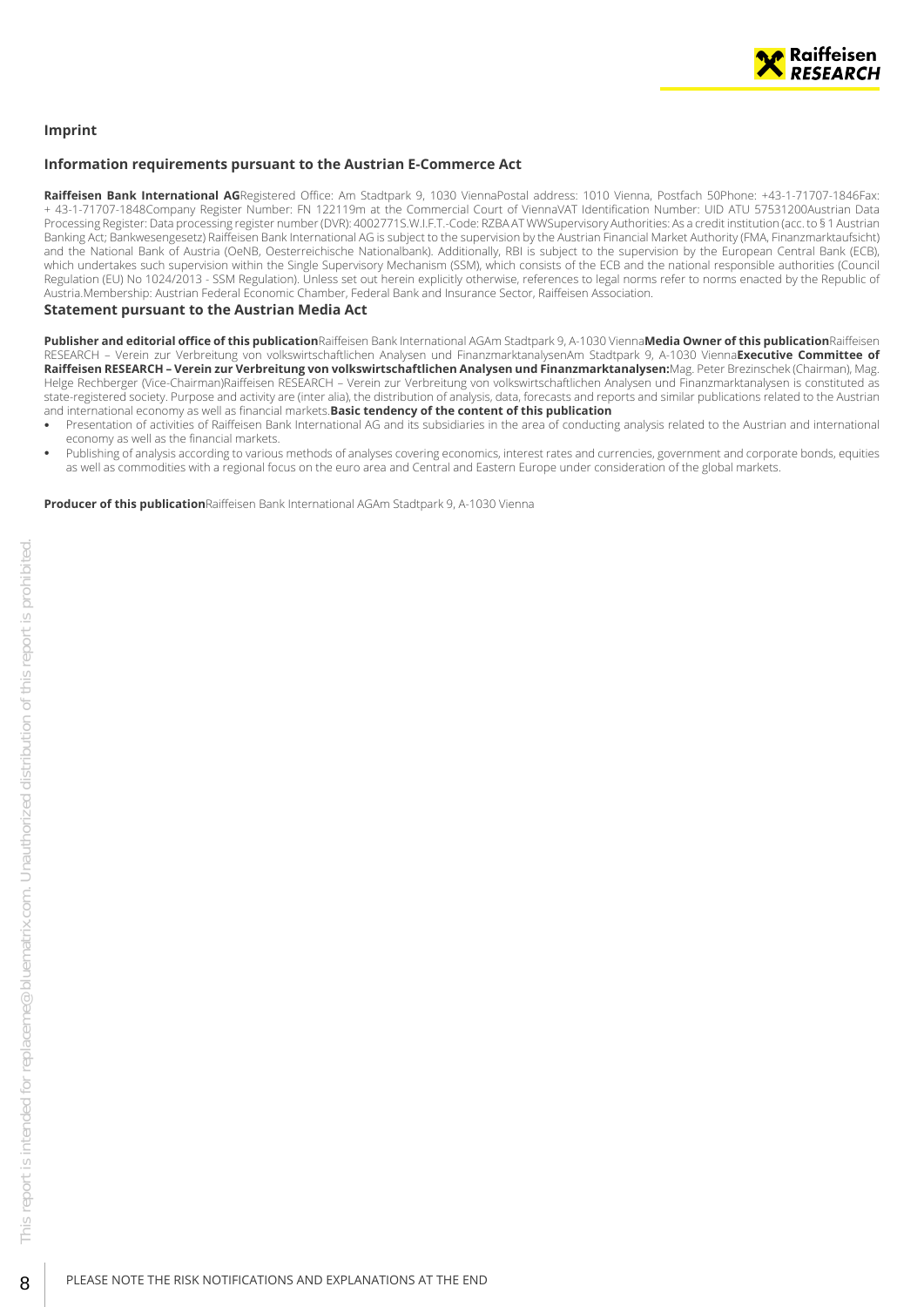## Imprint

### Information requirements pursuant to the Austrian E-Commerce Act

**Raiffeisen Bank International AG**Registered Office: Am Stadtpark 9, 1030 ViennaPostal address: 1010 Vienna, Postfach 50Phone: +43-1-71707-1846Fax: + 43-1-71707-1848Company Register Number: FN 122119m at the Commercial Court of ViennaVAT Identification Number: UID ATU 57531200Austrian Data Processing Register: Data processing register number (DVR): 4002771S.W.I.F.T.-Code: RZBA AT WWSupervisory Authorities: As a credit institution (acc. to § 1 Austrian Banking Act; Bankwesengesetz) Raiffeisen Bank International AG is subject to the supervision by the Austrian Financial Market Authority (FMA, Finanzmarktaufsicht) and the National Bank of Austria (OeNB, Oesterreichische Nationalbank). Additionally, RBI is subject to the supervision by the European Central Bank (ECB), which undertakes such supervision within the Single Supervisory Mechanism (SSM), which consists of the ECB and the national responsible authorities (Council Regulation (EU) No 1024/2013 - SSM Regulation). Unless set out herein explicitly otherwise, references to legal norms refer to norms enacted by the Republic of Austria.Membership: Austrian Federal Economic Chamber, Federal Bank and Insurance Sector, Raiffeisen Association.

### Statement pursuant to the Austrian Media Act

**Publisher and editorial office of this publication**Raiffeisen Bank International AGAm Stadtpark 9, A-1030 Vienna**Media Owner of this publication**Raiffeisen RESEARCH – Verein zur Verbreitung von volkswirtschaftlichen Analysen und FinanzmarktanalysenAm Stadtpark 9, A-1030 Vienna**Executive Committee of Raiffeisen RESEARCH – Verein zur Verbreitung von volkswirtschaftlichen Analysen und Finanzmarktanalysen:**Mag. Peter Brezinschek (Chairman), Mag. Helge Rechberger (Vice-Chairman)Raiffeisen RESEARCH – Verein zur Verbreitung von volkswirtschaftlichen Analysen und Finanzmarktanalysen is constituted as state-registered society. Purpose and activity are (inter alia), the distribution of analysis, data, forecasts and reports and similar publications related to the Austrian and international economy as well as financial markets.**Basic tendency of the content of this publication**

- Presentation of activities of Raiffeisen Bank International AG and its subsidiaries in the area of conducting analysis related to the Austrian and international economy as well as the financial markets.
- Publishing of analysis according to various methods of analyses covering economics, interest rates and currencies, government and corporate bonds, equities as well as commodities with a regional focus on the euro area and Central and Eastern Europe under consideration of the global markets.

**Producer of this publication**Raiffeisen Bank International AGAm Stadtpark 9, A-1030 Vienna